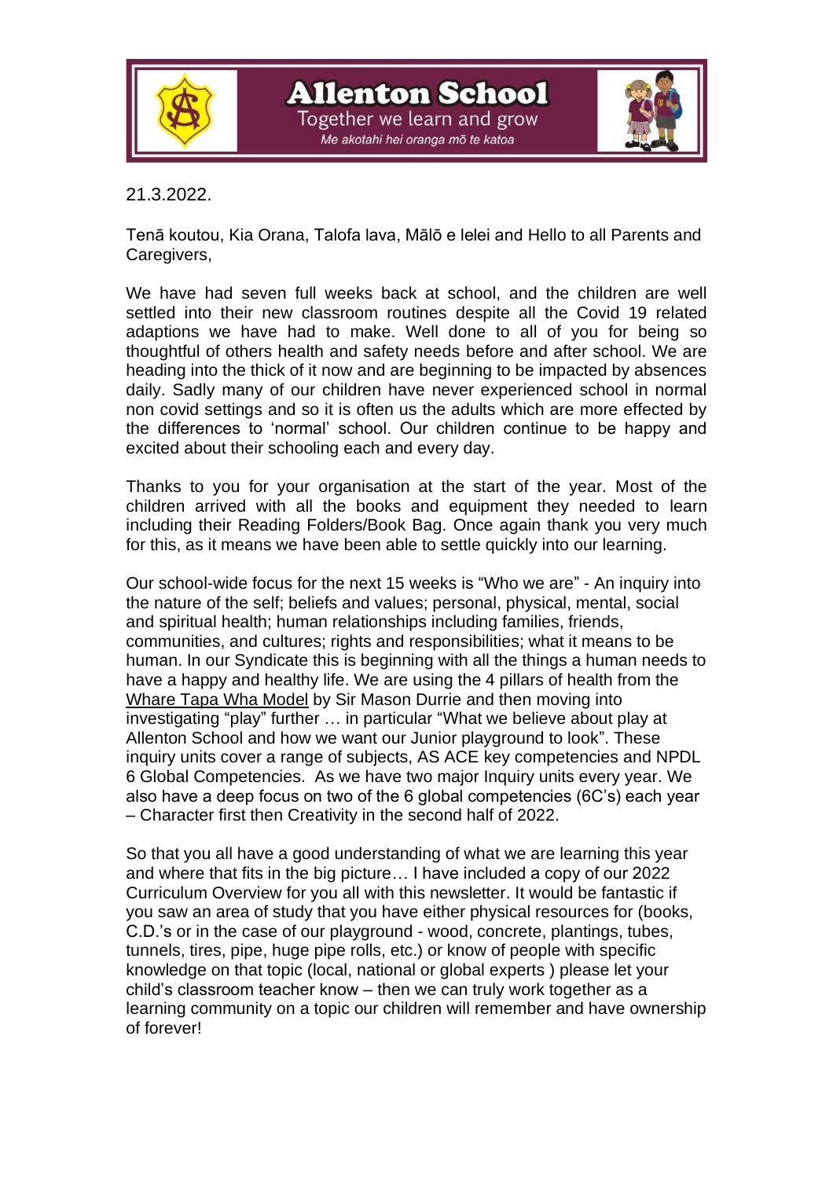# Allenton School

Together we learn and grow

*Me akotahi hei oranga mō te katoa*

21.3.2022.

Tenā koutou, Kia Orana, Talofa lava, Mālō e lelei and Hello to all Parents and Caregivers,

We have had seven full weeks back at school, and the children are well settled into their new classroom routines despite all the Covid 19 related adaptions we have had to make. Well done to all of you for being so thoughtful of others health and safety needs before and after school. We are heading into the thick of it now and are beginning to be impacted by absences daily. Sadly many of our children have never experienced school in normal non covid settings and so it is often us the adults which are more effected by the differences to 'normal' school. Our children continue to be happy and excited about their schooling each and every day.

Thanks to you for your organisation at the start of the year. Most of the children arrived with all the books and equipment they needed to learn including their Reading Folders/Book Bag. Once again thank you very much for this, as it means we have been able to settle quickly into our learning.

Our school-wide focus for the next 15 weeks is "Who we are" - An inquiry into the nature of the self; beliefs and values; personal, physical, mental, social and spiritual health; human relationships including families, friends, communities, and cultures; rights and responsibilities; what it means to be human. In our Syndicate this is beginning with all the things a human needs to have a happy and healthy life. We are using the 4 pillars of health from the Whare Tapa Wha Model by Sir Mason Durrie and then moving into investigating "play" further … in particular "What we believe about play at Allenton School and how we want our Junior playground to look". These inquiry units cover a range of subjects, AS ACE key competencies and NPDL 6 Global Competencies. As we have two major Inquiry units every year. We also have a deep focus on two of the 6 global competencies (6C's) each year – Character first then Creativity in the second half of 2022.

So that you all have a good understanding of what we are learning this year and where that fits in the big picture… I have included a copy of our 2022 Curriculum Overview for you all with this newsletter. It would be fantastic if you saw an area of study that you have either physical resources for (books, C.D.'s or in the case of our playground - wood, concrete, plantings, tubes, tunnels, tires, pipe, huge pipe rolls, etc.) or know of people with specific knowledge on that topic (local, national or global experts ) please let your child's classroom teacher know – then we can truly work together as a learning community on a topic our children will remember and have ownership of forever!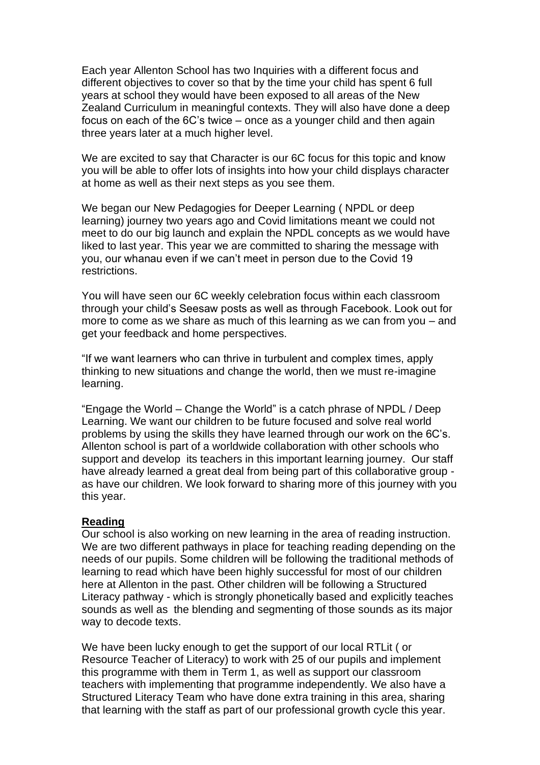Each year Allenton School has two Inquiries with a different focus and different objectives to cover so that by the time your child has spent 6 full years at school they would have been exposed to all areas of the New Zealand Curriculum in meaningful contexts. They will also have done a deep focus on each of the 6C's twice – once as a younger child and then again three years later at a much higher level.

We are excited to say that Character is our 6C focus for this topic and know you will be able to offer lots of insights into how your child displays character at home as well as their next steps as you see them.

We began our New Pedagogies for Deeper Learning ( NPDL or deep learning) journey two years ago and Covid limitations meant we could not meet to do our big launch and explain the NPDL concepts as we would have liked to last year. This year we are committed to sharing the message with you, our whanau even if we can't meet in person due to the Covid 19 restrictions.

You will have seen our 6C weekly celebration focus within each classroom through your child's Seesaw posts as well as through Facebook. Look out for more to come as we share as much of this learning as we can from you – and get your feedback and home perspectives.

"If we want learners who can thrive in turbulent and complex times, apply thinking to new situations and change the world, then we must re-imagine learning.

"Engage the World – Change the World" is a catch phrase of NPDL / Deep Learning. We want our children to be future focused and solve real world problems by using the skills they have learned through our work on the 6C's. Allenton school is part of a worldwide collaboration with other schools who support and develop its teachers in this important learning journey. Our staff have already learned a great deal from being part of this collaborative group - as have our children. We look forward to sharing more of this journey with you this year.

**Reading**

Our school is also working on new learning in the area of reading instruction. We are two different pathways in place for teaching reading depending on the needs of our pupils. Some children will be following the traditional methods of learning to read which have been highly successful for most of our children here at Allenton in the past. Other children will be following a Structured Literacy pathway - which is strongly phonetically based and explicitly teaches sounds as well as the blending and segmenting of those sounds as its major way to decode texts.

We have been lucky enough to get the support of our local RTLit ( or Resource Teacher of Literacy) to work with 25 of our pupils and implement this programme with them in Term 1, as well as support our classroom teachers with implementing that programme independently. We also have a Structured Literacy Team who have done extra training in this area, sharing that learning with the staff as part of our professional growth cycle this year.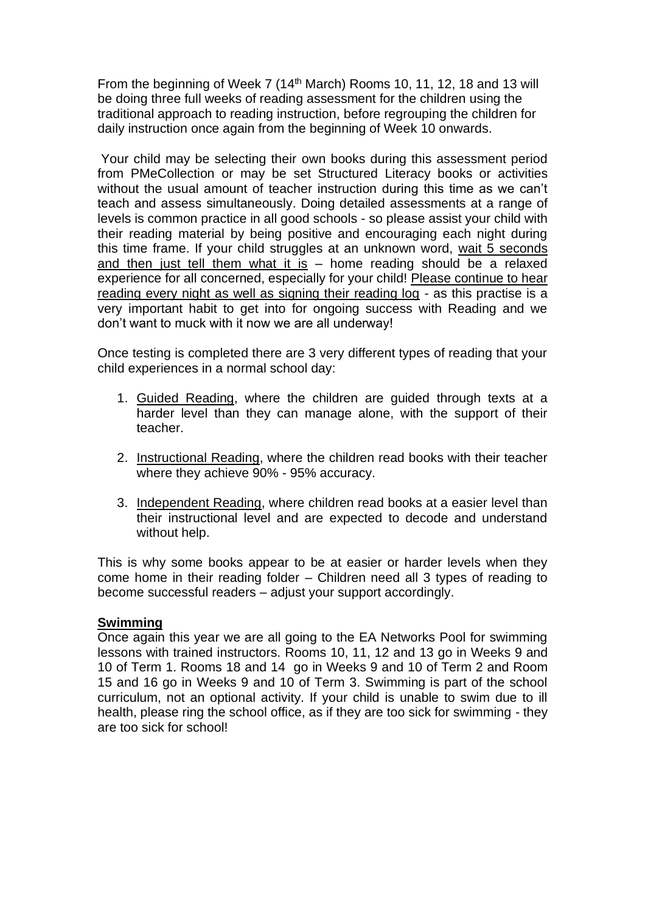From the beginning of Week 7 (14th March) Rooms 10, 11, 12, 18 and 13 will be doing three full weeks of reading assessment for the children using the traditional approach to reading instruction, before regrouping the children for daily instruction once again from the beginning of Week 10 onwards.

Your child may be selecting their own books during this assessment period from PMeCollection or may be set Structured Literacy books or activities without the usual amount of teacher instruction during this time as we can't teach and assess simultaneously. Doing detailed assessments at a range of levels is common practice in all good schools - so please assist your child with their reading material by being positive and encouraging each night during this time frame. If your child struggles at an unknown word, <u>wait 5 seconds and then just tell them what it is</u> – home reading should be a relaxed experience for all concerned, especially for your child! <u>Please continue to hear reading every night as well as signing their reading log</u> - as this practise is a very important habit to get into for ongoing success with Reading and we don't want to muck with it now we are all underway!

Once testing is completed there are 3 very different types of reading that your child experiences in a normal school day:

1. <u>Guided Reading</u>, where the children are guided through texts at a harder level than they can manage alone, with the support of their teacher.
2. <u>Instructional Reading</u>, where the children read books with their teacher where they achieve 90% - 95% accuracy.
3. <u>Independent Reading</u>, where children read books at a easier level than their instructional level and are expected to decode and understand without help.

This is why some books appear to be at easier or harder levels when they come home in their reading folder – Children need all 3 types of reading to become successful readers – adjust your support accordingly.

**<u>Swimming</u>**

Once again this year we are all going to the EA Networks Pool for swimming lessons with trained instructors. Rooms 10, 11, 12 and 13 go in Weeks 9 and 10 of Term 1. Rooms 18 and 14 go in Weeks 9 and 10 of Term 2 and Room 15 and 16 go in Weeks 9 and 10 of Term 3. Swimming is part of the school curriculum, not an optional activity. If your child is unable to swim due to ill health, please ring the school office, as if they are too sick for swimming - they are too sick for school!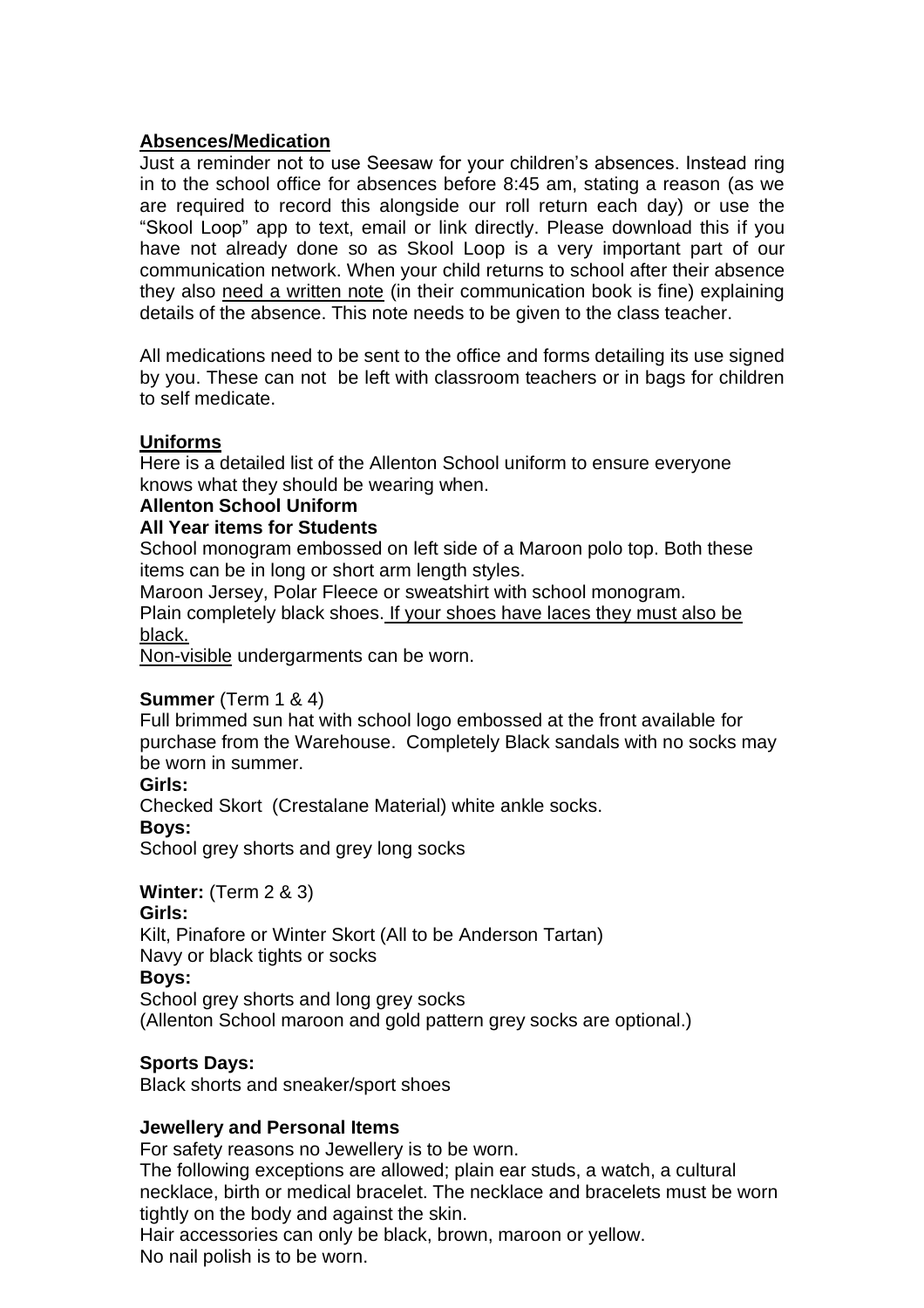## Absences/Medication

Just a reminder not to use Seesaw for your children's absences. Instead ring in to the school office for absences before 8:45 am, stating a reason (as we are required to record this alongside our roll return each day) or use the "Skool Loop" app to text, email or link directly. Please download this if you have not already done so as Skool Loop is a very important part of our communication network. When your child returns to school after their absence they also need a written note (in their communication book is fine) explaining details of the absence. This note needs to be given to the class teacher.

All medications need to be sent to the office and forms detailing its use signed by you. These can not be left with classroom teachers or in bags for children to self medicate.

## Uniforms

Here is a detailed list of the Allenton School uniform to ensure everyone knows what they should be wearing when.

**Allenton School Uniform**

**All Year items for Students**

School monogram embossed on left side of a Maroon polo top. Both these items can be in long or short arm length styles.

Maroon Jersey, Polar Fleece or sweatshirt with school monogram.

Plain completely black shoes. If your shoes have laces they must also be black.

Non-visible undergarments can be worn.

**Summer** (Term 1 & 4)

Full brimmed sun hat with school logo embossed at the front available for purchase from the Warehouse. Completely Black sandals with no socks may be worn in summer.

**Girls:**

Checked Skort (Crestalane Material) white ankle socks.

**Boys:**

School grey shorts and grey long socks

**Winter:** (Term 2 & 3)

**Girls:**

Kilt, Pinafore or Winter Skort (All to be Anderson Tartan)

Navy or black tights or socks

**Boys:**

School grey shorts and long grey socks

(Allenton School maroon and gold pattern grey socks are optional.)

**Sports Days:**

Black shorts and sneaker/sport shoes

**Jewellery and Personal Items**

For safety reasons no Jewellery is to be worn.

The following exceptions are allowed; plain ear studs, a watch, a cultural necklace, birth or medical bracelet. The necklace and bracelets must be worn tightly on the body and against the skin.

Hair accessories can only be black, brown, maroon or yellow.

No nail polish is to be worn.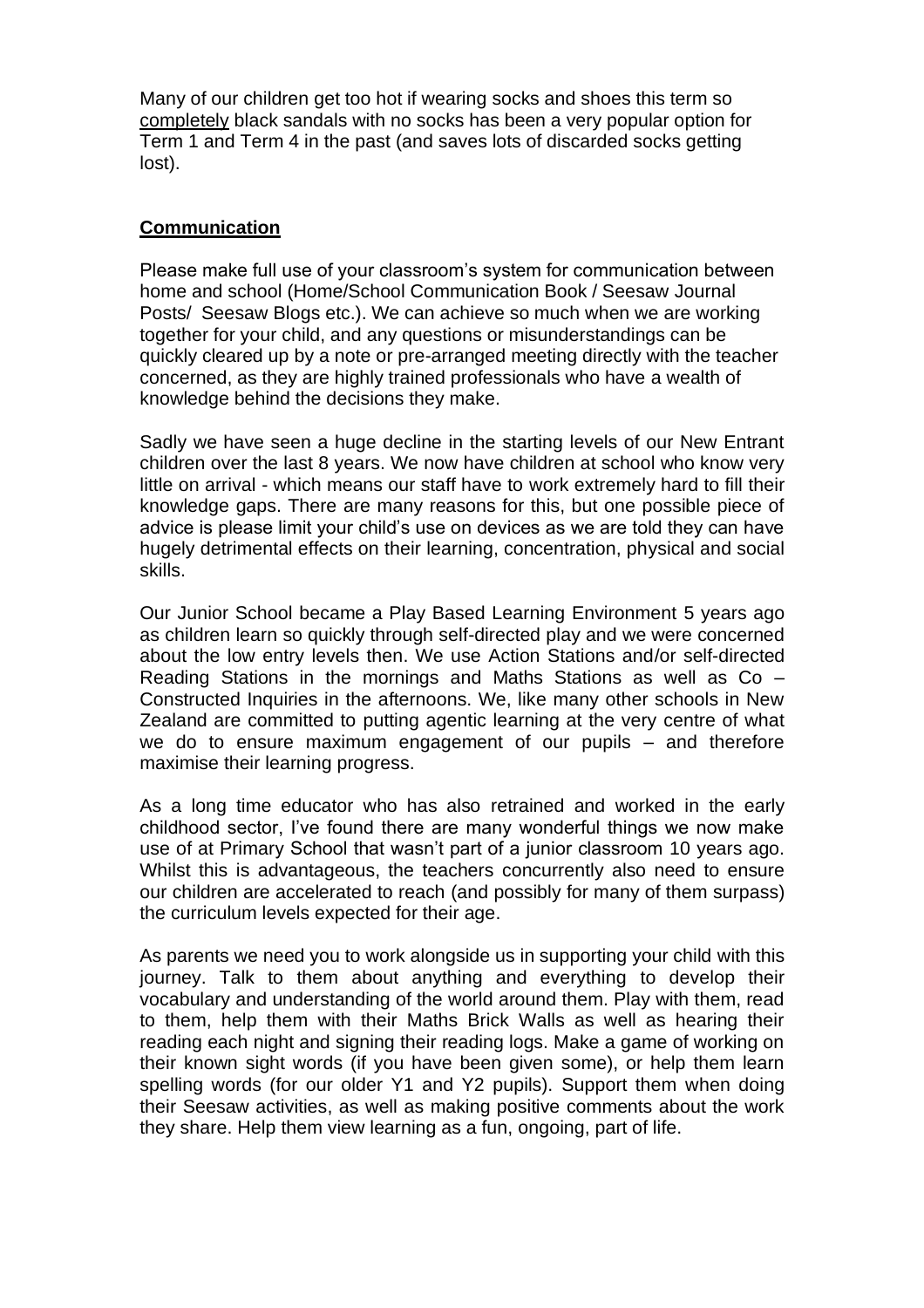Many of our children get too hot if wearing socks and shoes this term so completely black sandals with no socks has been a very popular option for Term 1 and Term 4 in the past (and saves lots of discarded socks getting lost).

## Communication

Please make full use of your classroom's system for communication between home and school (Home/School Communication Book / Seesaw Journal Posts/ Seesaw Blogs etc.). We can achieve so much when we are working together for your child, and any questions or misunderstandings can be quickly cleared up by a note or pre-arranged meeting directly with the teacher concerned, as they are highly trained professionals who have a wealth of knowledge behind the decisions they make.

Sadly we have seen a huge decline in the starting levels of our New Entrant children over the last 8 years. We now have children at school who know very little on arrival - which means our staff have to work extremely hard to fill their knowledge gaps. There are many reasons for this, but one possible piece of advice is please limit your child's use on devices as we are told they can have hugely detrimental effects on their learning, concentration, physical and social skills.

Our Junior School became a Play Based Learning Environment 5 years ago as children learn so quickly through self-directed play and we were concerned about the low entry levels then. We use Action Stations and/or self-directed Reading Stations in the mornings and Maths Stations as well as Co – Constructed Inquiries in the afternoons. We, like many other schools in New Zealand are committed to putting agentic learning at the very centre of what we do to ensure maximum engagement of our pupils – and therefore maximise their learning progress.

As a long time educator who has also retrained and worked in the early childhood sector, I've found there are many wonderful things we now make use of at Primary School that wasn't part of a junior classroom 10 years ago. Whilst this is advantageous, the teachers concurrently also need to ensure our children are accelerated to reach (and possibly for many of them surpass) the curriculum levels expected for their age.

As parents we need you to work alongside us in supporting your child with this journey. Talk to them about anything and everything to develop their vocabulary and understanding of the world around them. Play with them, read to them, help them with their Maths Brick Walls as well as hearing their reading each night and signing their reading logs. Make a game of working on their known sight words (if you have been given some), or help them learn spelling words (for our older Y1 and Y2 pupils). Support them when doing their Seesaw activities, as well as making positive comments about the work they share. Help them view learning as a fun, ongoing, part of life.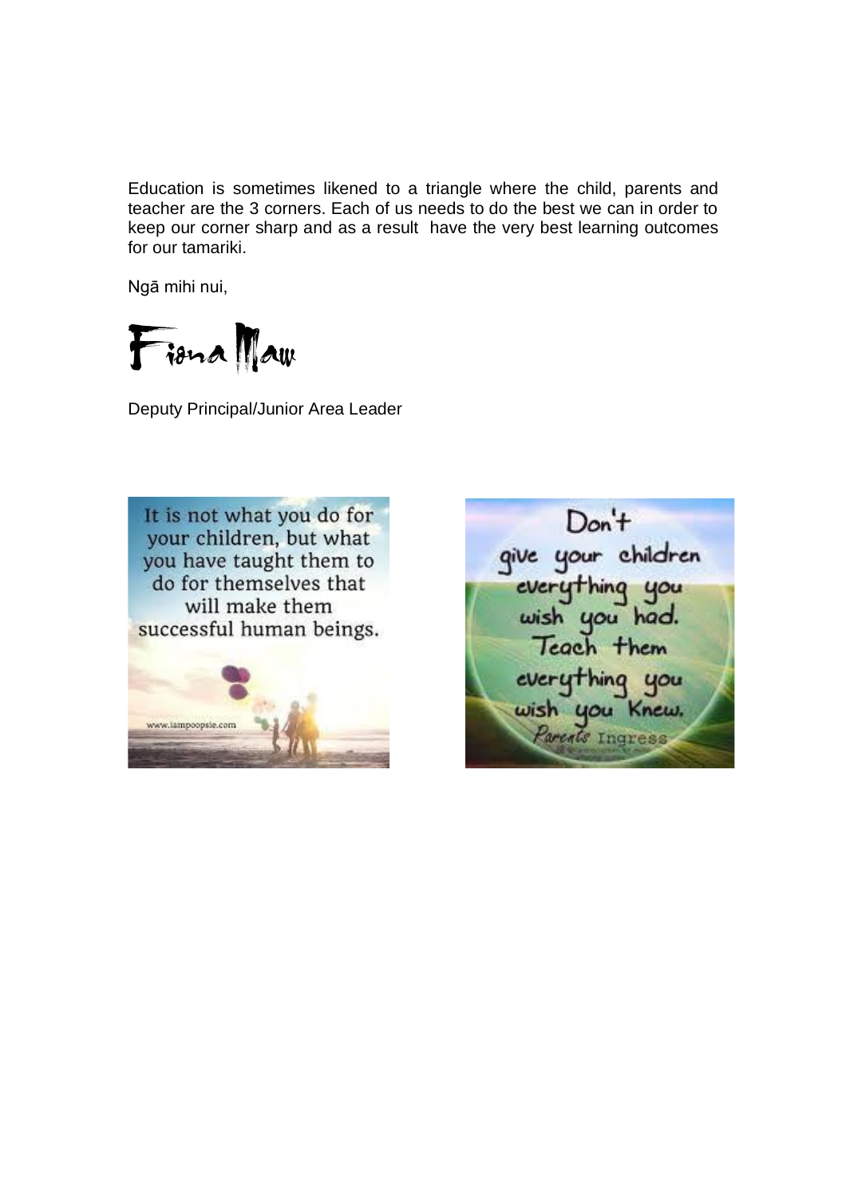Education is sometimes likened to a triangle where the child, parents and teacher are the 3 corners. Each of us needs to do the best we can in order to keep our corner sharp and as a result have the very best learning outcomes for our tamariki.

Ngā mihi nui,

Fiona Maw

Deputy Principal/Junior Area Leader

It is not what you do for your children, but what you have taught them to do for themselves that will make them successful human beings.

www.iampoopsie.com

Don't give your children everything you wish you had. Teach them everything you wish you knew.

Parents Ingress